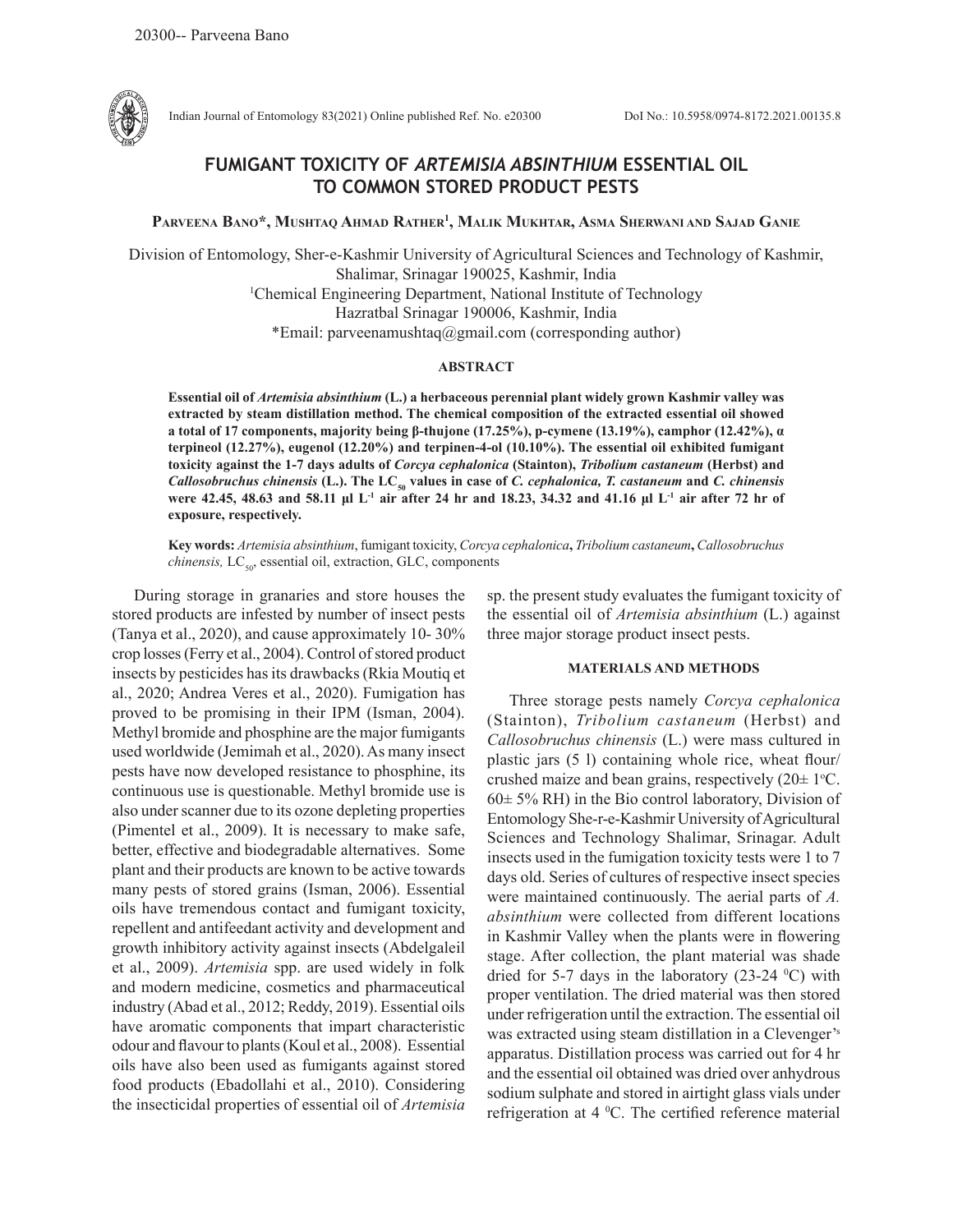# FUMIGANT TOXICITY OF *ARTEMISIA ABSINTHIUM* ESSENTIAL OIL TO COMMON STORED PRODUCT PESTS

**Parveena Bano*, Mushtaq Ahmad Rather[1], Malik Mukhtar, Asma Sherwani and Sajad Ganie**

Division of Entomology, Sher-e-Kashmir University of Agricultural Sciences and Technology of Kashmir, Shalimar, Srinagar 190025, Kashmir, India
[1]Chemical Engineering Department, National Institute of Technology Hazratbal Srinagar 190006, Kashmir, India
*Email: parveenamushtaq@gmail.com (corresponding author)

## ABSTRACT

**Essential oil of *Artemisia absinthium* (L.) a herbaceous perennial plant widely grown Kashmir valley was extracted by steam distillation method. The chemical composition of the extracted essential oil showed a total of 17 components, majority being β-thujone (17.25%), p-cymene (13.19%), camphor (12.42%), α terpineol (12.27%), eugenol (12.20%) and terpinen-4-ol (10.10%). The essential oil exhibited fumigant toxicity against the 1-7 days adults of *Corcya cephalonica* (Stainton), *Tribolium castaneum* (Herbst) and *Callosobruchus chinensis* (L.). The $LC_{50}$ values in case of *C. cephalonica, T. castaneum* and *C. chinensis* were 42.45, 48.63 and 58.11 µl $L^{-1}$ air after 24 hr and 18.23, 34.32 and 41.16 µl $L^{-1}$ air after 72 hr of exposure, respectively.**

**Key words:** *Artemisia absinthium*, fumigant toxicity, *Corcya cephalonica*, *Tribolium castaneum*, *Callosobruchus chinensis,* $LC_{50}$, essential oil, extraction, GLC, components

During storage in granaries and store houses the stored products are infested by number of insect pests (Tanya et al., 2020), and cause approximately 10- 30% crop losses (Ferry et al., 2004). Control of stored product insects by pesticides has its drawbacks (Rkia Moutiq et al., 2020; Andrea Veres et al., 2020). Fumigation has proved to be promising in their IPM (Isman, 2004). Methyl bromide and phosphine are the major fumigants used worldwide (Jemimah et al., 2020). As many insect pests have now developed resistance to phosphine, its continuous use is questionable. Methyl bromide use is also under scanner due to its ozone depleting properties (Pimentel et al., 2009). It is necessary to make safe, better, effective and biodegradable alternatives. Some plant and their products are known to be active towards many pests of stored grains (Isman, 2006). Essential oils have tremendous contact and fumigant toxicity, repellent and antifeedant activity and development and growth inhibitory activity against insects (Abdelgaleil et al., 2009). *Artemisia* spp. are used widely in folk and modern medicine, cosmetics and pharmaceutical industry (Abad et al., 2012; Reddy, 2019). Essential oils have aromatic components that impart characteristic odour and flavour to plants (Koul et al., 2008). Essential oils have also been used as fumigants against stored food products (Ebadollahi et al., 2010). Considering the insecticidal properties of essential oil of *Artemisia* sp. the present study evaluates the fumigant toxicity of the essential oil of *Artemisia absinthium* (L.) against three major storage product insect pests.

## MATERIALS AND METHODS

Three storage pests namely *Corcya cephalonica* (Stainton), *Tribolium castaneum* (Herbst) and *Callosobruchus chinensis* (L.) were mass cultured in plastic jars (5 l) containing whole rice, wheat flour/ crushed maize and bean grains, respectively (20± 1°C. 60± 5% RH) in the Bio control laboratory, Division of Entomology She-r-e-Kashmir University of Agricultural Sciences and Technology Shalimar, Srinagar. Adult insects used in the fumigation toxicity tests were 1 to 7 days old. Series of cultures of respective insect species were maintained continuously. The aerial parts of *A. absinthium* were collected from different locations in Kashmir Valley when the plants were in flowering stage. After collection, the plant material was shade dried for 5-7 days in the laboratory (23-24 °C) with proper ventilation. The dried material was then stored under refrigeration until the extraction. The essential oil was extracted using steam distillation in a Clevenger's apparatus. Distillation process was carried out for 4 hr and the essential oil obtained was dried over anhydrous sodium sulphate and stored in airtight glass vials under refrigeration at 4 °C. The certified reference material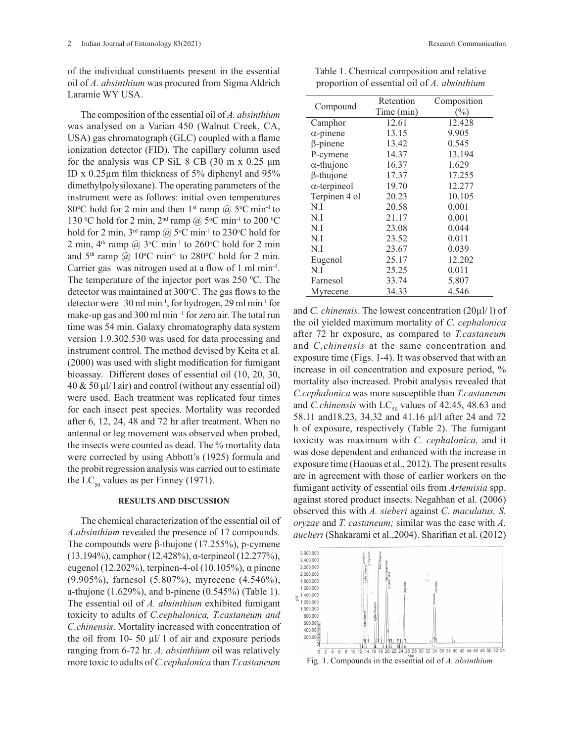of the individual constituents present in the essential oil of *A. absinthium* was procured from Sigma Aldrich Laramie WY USA.

The composition of the essential oil of *A. absinthium* was analysed on a Varian 450 (Walnut Creek, CA, USA) gas chromatograph (GLC) coupled with a flame ionization detector (FID). The capillary column used for the analysis was CP SiL 8 CB (30 m x 0.25 µm ID x 0.25µm film thickness of 5% diphenyl and 95% dimethylpolysiloxane). The operating parameters of the instrument were as follows: initial oven temperatures 80°C hold for 2 min and then 1st ramp @ 5°C min$^{-1}$ to 130 °C hold for 2 min, 2nd ramp @ 5°C min$^{-1}$ to 200 °C hold for 2 min, 3rd ramp @ 5°C min$^{-1}$ to 230°C hold for 2 min, 4th ramp @ 3°C min$^{-1}$ to 260°C hold for 2 min and 5th ramp @ 10°C min$^{-1}$ to 280°C hold for 2 min. Carrier gas was nitrogen used at a flow of 1 ml min$^{-1}$. The temperature of the injector port was 250 °C. The detector was maintained at 300°C. The gas flows to the detector were 30 ml min$^{-1}$, for hydrogen, 29 ml min$^{-1}$ for make-up gas and 300 ml min$^{-1}$ for zero air. The total run time was 54 min. Galaxy chromatography data system version 1.9.302.530 was used for data processing and instrument control. The method devised by Keita et al. (2000) was used with slight modification for fumigant bioassay. Different doses of essential oil (10, 20, 30, 40 & 50 µl/ l air) and control (without any essential oil) were used. Each treatment was replicated four times for each insect pest species. Mortality was recorded after 6, 12, 24, 48 and 72 hr after treatment. When no antennal or leg movement was observed when probed, the insects were counted as dead. The % mortality data were corrected by using Abbott's (1925) formula and the probit regression analysis was carried out to estimate the $LC_{50}$ values as per Finney (1971).

## RESULTS AND DISCUSSION

The chemical characterization of the essential oil of *A.absinthium* revealed the presence of 17 compounds. The compounds were β-thujone (17.255%), p-cymene (13.194%), camphor (12.428%), α-terpineol (12.277%), eugenol (12.202%), terpinen-4-ol (10.105%), α pinene (9.905%), farnesol (5.807%), myrecene (4.546%), a-thujone (1.629%), and b-pinene (0.545%) (Table 1). The essential oil of *A. absinthium* exhibited fumigant toxicity to adults of *C.cephalonica, T.castaneum and C.chinensis*. Mortality increased with concentration of the oil from 10- 50 µl/ l of air and exposure periods ranging from 6-72 hr. *A. absinthium* oil was relatively more toxic to adults of *C.cephalonica* than *T.castaneum* and *C. chinensis*. The lowest concentration (20µl/ l) of the oil yielded maximum mortality of *C. cephalonica* after 72 hr exposure, as compared to *T.castaneum* and *C.chinensis* at the same concentration and exposure time (Figs. 1-4). It was observed that with an increase in oil concentration and exposure period, % mortality also increased. Probit analysis revealed that *C.cephalonica* was more susceptible than *T.castaneum* and *C.chinensis* with $LC_{50}$ values of 42.45, 48.63 and 58.11 and18.23, 34.32 and 41.16 µl/l after 24 and 72 h of exposure, respectively (Table 2). The fumigant toxicity was maximum with *C. cephalonica,* and it was dose dependent and enhanced with the increase in exposure time (Haouas et al., 2012). The present results are in agreement with those of earlier workers on the fumigant activity of essential oils from *Artemisia* spp. against stored product insects. Negahban et al. (2006) observed this with *A. sieberi* against *C. maculatus, S. oryzae* and *T. castaneum;* similar was the case with *A. aucheri* (Shakarami et al.,2004). Sharifian et al. (2012)

Table 1. Chemical composition and relative proportion of essential oil of *A. absinthium*

| Compound | Retention Time (min) | Composition (%) |
|---|---|---|
| Camphor | 12.61 | 12.428 |
| α-pinene | 13.15 | 9.905 |
| β-pinene | 13.42 | 0.545 |
| P-cymene | 14.37 | 13.194 |
| α-thujone | 16.37 | 1.629 |
| β-thujone | 17.37 | 17.255 |
| α-terpineol | 19.70 | 12.277 |
| Terpinen 4 ol | 20.23 | 10.105 |
| N.I | 20.58 | 0.001 |
| N.I | 21.17 | 0.001 |
| N.I | 23.08 | 0.044 |
| N.I | 23.52 | 0.011 |
| N.I | 23.67 | 0.039 |
| Eugenol | 25.17 | 12.202 |
| N.I | 25.25 | 0.011 |
| Farnesol | 33.74 | 5.807 |
| Myrecene | 34.33 | 4.546 |

Fig. 1. Compounds in the essential oil of *A. absinthium*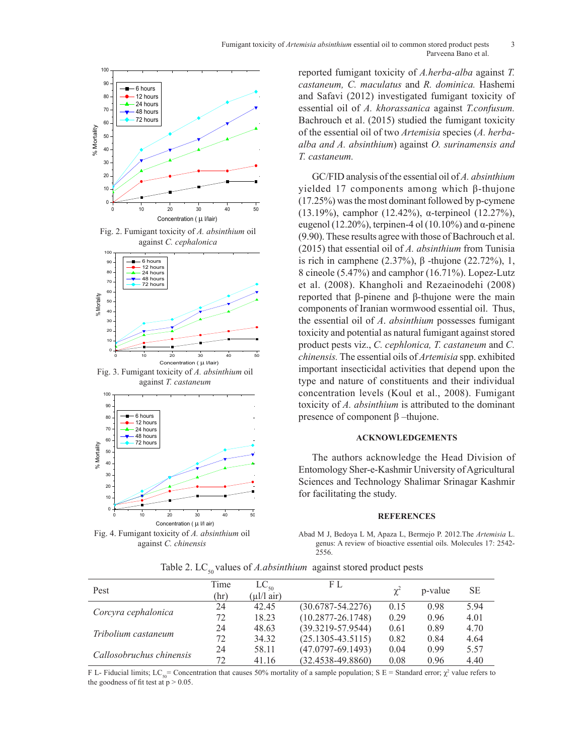Fig. 2. Fumigant toxicity of *A. absinthium* oil against *C. cephalonica*

Fig. 3. Fumigant toxicity of *A. absinthium* oil against *T. castaneum*

Fig. 4. Fumigant toxicity of *A. absinthium* oil against *C. chinensis*

reported fumigant toxicity of *A.herba-alba* against *T. castaneum, C. maculatus* and *R. dominica.* Hashemi and Safavi (2012) investigated fumigant toxicity of essential oil of *A. khorassanica* against *T.confusum.* Bachrouch et al. (2015) studied the fumigant toxicity of the essential oil of two *Artemisia* species (*A. herba-alba and A. absinthium*) against *O. surinamensis and T. castaneum.*

GC/FID analysis of the essential oil of *A. absinthium* yielded 17 components among which β-thujone (17.25%) was the most dominant followed by p-cymene (13.19%), camphor (12.42%), α-terpineol (12.27%), eugenol (12.20%), terpinen-4 ol (10.10%) and α-pinene (9.90). These results agree with those of Bachrouch et al. (2015) that essential oil of *A. absinthium* from Tunisia is rich in camphene (2.37%), β -thujone (22.72%), 1, 8 cineole (5.47%) and camphor (16.71%). Lopez-Lutz et al. (2008). Khangholi and Rezaeinodehi (2008) reported that β-pinene and β-thujone were the main components of Iranian wormwood essential oil. Thus, the essential oil of *A. absinthium* possesses fumigant toxicity and potential as natural fumigant against stored product pests viz., *C. cephlonica, T. castaneum* and *C. chinensis.* The essential oils of *Artemisia* spp. exhibited important insecticidal activities that depend upon the type and nature of constituents and their individual concentration levels (Koul et al., 2008). Fumigant toxicity of *A. absinthium* is attributed to the dominant presence of component β –thujone.

## ACKNOWLEDGEMENTS

The authors acknowledge the Head Division of Entomology Sher-e-Kashmir University of Agricultural Sciences and Technology Shalimar Srinagar Kashmir for facilitating the study.

## REFERENCES

Abad M J, Bedoya L M, Apaza L, Bermejo P. 2012.The *Artemisia* L. genus: A review of bioactive essential oils. Molecules 17: 2542-2556.

Table 2. $LC_{50}$ values of *A.absinthium* against stored product pests

| Pest | Time (hr) | $LC_{50}$ (μl/l air) | F L | $\chi^2$ | p-value | SE |
|---|---|---|---|---|---|---|
| *Corcyra cephalonica* | 24 | 42.45 | (30.6787-54.2276) | 0.15 | 0.98 | 5.94 |
| | 72 | 18.23 | (10.2877-26.1748) | 0.29 | 0.96 | 4.01 |
| *Tribolium castaneum* | 24 | 48.63 | (39.3219-57.9544) | 0.61 | 0.89 | 4.70 |
| | 72 | 34.32 | (25.1305-43.5115) | 0.82 | 0.84 | 4.64 |
| *Callosobruchus chinensis* | 24 | 58.11 | (47.0797-69.1493) | 0.04 | 0.99 | 5.57 |
| | 72 | 41.16 | (32.4538-49.8860) | 0.08 | 0.96 | 4.40 |

F L- Fiducial limits; $LC_{50}$= Concentration that causes 50% mortality of a sample population; S E = Standard error; $\chi^2$ value refers to the goodness of fit test at $p > 0.05$.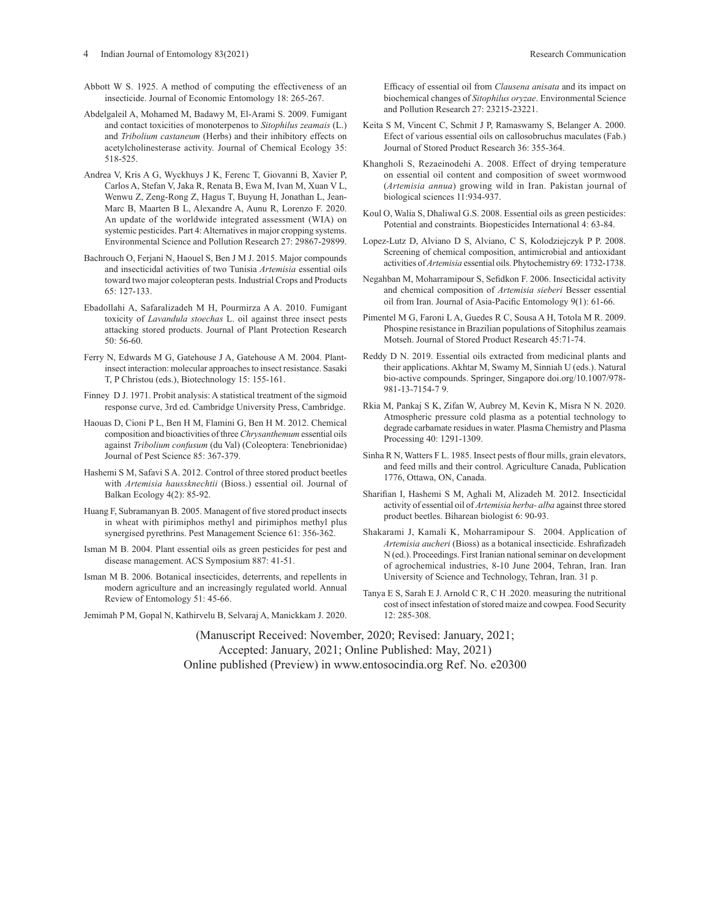Abbott W S. 1925. A method of computing the effectiveness of an insecticide. Journal of Economic Entomology 18: 265-267.

Abdelgaleil A, Mohamed M, Badawy M, El-Arami S. 2009. Fumigant and contact toxicities of monoterpenos to *Sitophilus zeamais* (L.) and *Tribolium castaneum* (Herbs) and their inhibitory effects on acetylcholinesterase activity. Journal of Chemical Ecology 35: 518-525.

Andrea V, Kris A G, Wyckhuys J K, Ferenc T, Giovanni B, Xavier P, Carlos A, Stefan V, Jaka R, Renata B, Ewa M, Ivan M, Xuan V L, Wenwu Z, Zeng-Rong Z, Hagus T, Buyung H, Jonathan L, Jean-Marc B, Maarten B L, Alexandre A, Aunu R, Lorenzo F. 2020. An update of the worldwide integrated assessment (WIA) on systemic pesticides. Part 4: Alternatives in major cropping systems. Environmental Science and Pollution Research 27: 29867-29899.

Bachrouch O, Ferjani N, Haouel S, Ben J M J. 2015. Major compounds and insecticidal activities of two Tunisia *Artemisia* essential oils toward two major coleopteran pests. Industrial Crops and Products 65: 127-133.

Ebadollahi A, Safaralizadeh M H, Pourmirza A A. 2010. Fumigant toxicity of *Lavandula stoechas* L. oil against three insect pests attacking stored products. Journal of Plant Protection Research 50: 56-60.

Ferry N, Edwards M G, Gatehouse J A, Gatehouse A M. 2004. Plant-insect interaction: molecular approaches to insect resistance. Sasaki T, P Christou (eds.), Biotechnology 15: 155-161.

Finney D J. 1971. Probit analysis: A statistical treatment of the sigmoid response curve, 3rd ed. Cambridge University Press, Cambridge.

Haouas D, Cioni P L, Ben H M, Flamini G, Ben H M. 2012. Chemical composition and bioactivities of three *Chrysanthemum* essential oils against *Tribolium confusum* (du Val) (Coleoptera: Tenebrionidae) Journal of Pest Science 85: 367-379.

Hashemi S M, Safavi S A. 2012. Control of three stored product beetles with *Artemisia haussknechtii* (Bioss.) essential oil. Journal of Balkan Ecology 4(2): 85-92.

Huang F, Subramanyan B. 2005. Managent of five stored product insects in wheat with pirimiphos methyl and pirimiphos methyl plus synergised pyrethrins. Pest Management Science 61: 356-362.

Isman M B. 2004. Plant essential oils as green pesticides for pest and disease management. ACS Symposium 887: 41-51.

Isman M B. 2006. Botanical insecticides, deterrents, and repellents in modern agriculture and an increasingly regulated world. Annual Review of Entomology 51: 45-66.

Jemimah P M, Gopal N, Kathirvelu B, Selvaraj A, Manickkam J. 2020. Efficacy of essential oil from *Clausena anisata* and its impact on biochemical changes of *Sitophilus oryzae*. Environmental Science and Pollution Research 27: 23215-23221.

Keita S M, Vincent C, Schmit J P, Ramaswamy S, Belanger A. 2000. Efect of various essential oils on callosobruchus maculates (Fab.) Journal of Stored Product Research 36: 355-364.

Khangholi S, Rezaeinodehi A. 2008. Effect of drying temperature on essential oil content and composition of sweet wormwood (*Artemisia annua*) growing wild in Iran. Pakistan journal of biological sciences 11:934-937.

Koul O, Walia S, Dhaliwal G.S. 2008. Essential oils as green pesticides: Potential and constraints. Biopesticides International 4: 63-84.

Lopez-Lutz D, Alviano D S, Alviano, C S, Kolodziejczyk P P. 2008. Screening of chemical composition, antimicrobial and antioxidant activities of *Artemisia* essential oils. Phytochemistry 69: 1732-1738.

Negahban M, Moharramipour S, Sefidkon F. 2006. Insecticidal activity and chemical composition of *Artemisia sieberi* Besser essential oil from Iran. Journal of Asia-Pacific Entomology 9(1): 61-66.

Pimentel M G, Faroni L A, Guedes R C, Sousa A H, Totola M R. 2009. Phospine resistance in Brazilian populations of Sitophilus zeamais Motseh. Journal of Stored Product Research 45:71-74.

Reddy D N. 2019. Essential oils extracted from medicinal plants and their applications. Akhtar M, Swamy M, Sinniah U (eds.). Natural bio-active compounds. Springer, Singapore doi.org/10.1007/978-981-13-7154-7 9.

Rkia M, Pankaj S K, Zifan W, Aubrey M, Kevin K, Misra N N. 2020. Atmospheric pressure cold plasma as a potential technology to degrade carbamate residues in water. Plasma Chemistry and Plasma Processing 40: 1291-1309.

Sinha R N, Watters F L. 1985. Insect pests of flour mills, grain elevators, and feed mills and their control. Agriculture Canada, Publication 1776, Ottawa, ON, Canada.

Sharifian I, Hashemi S M, Aghali M, Alizadeh M. 2012. Insecticidal activity of essential oil of *Artemisia herba- alba* against three stored product beetles. Biharean biologist 6: 90-93.

Shakarami J, Kamali K, Moharramipour S. 2004. Application of *Artemisia aucheri* (Bioss) as a botanical insecticide. Eshrafizadeh N (ed.). Proceedings. First Iranian national seminar on development of agrochemical industries, 8-10 June 2004, Tehran, Iran. Iran University of Science and Technology, Tehran, Iran. 31 p.

Tanya E S, Sarah E J. Arnold C R, C H .2020. measuring the nutritional cost of insect infestation of stored maize and cowpea. Food Security 12: 285-308.

(Manuscript Received: November, 2020; Revised: January, 2021; Accepted: January, 2021; Online Published: May, 2021)
Online published (Preview) in www.entosocindia.org Ref. No. e20300